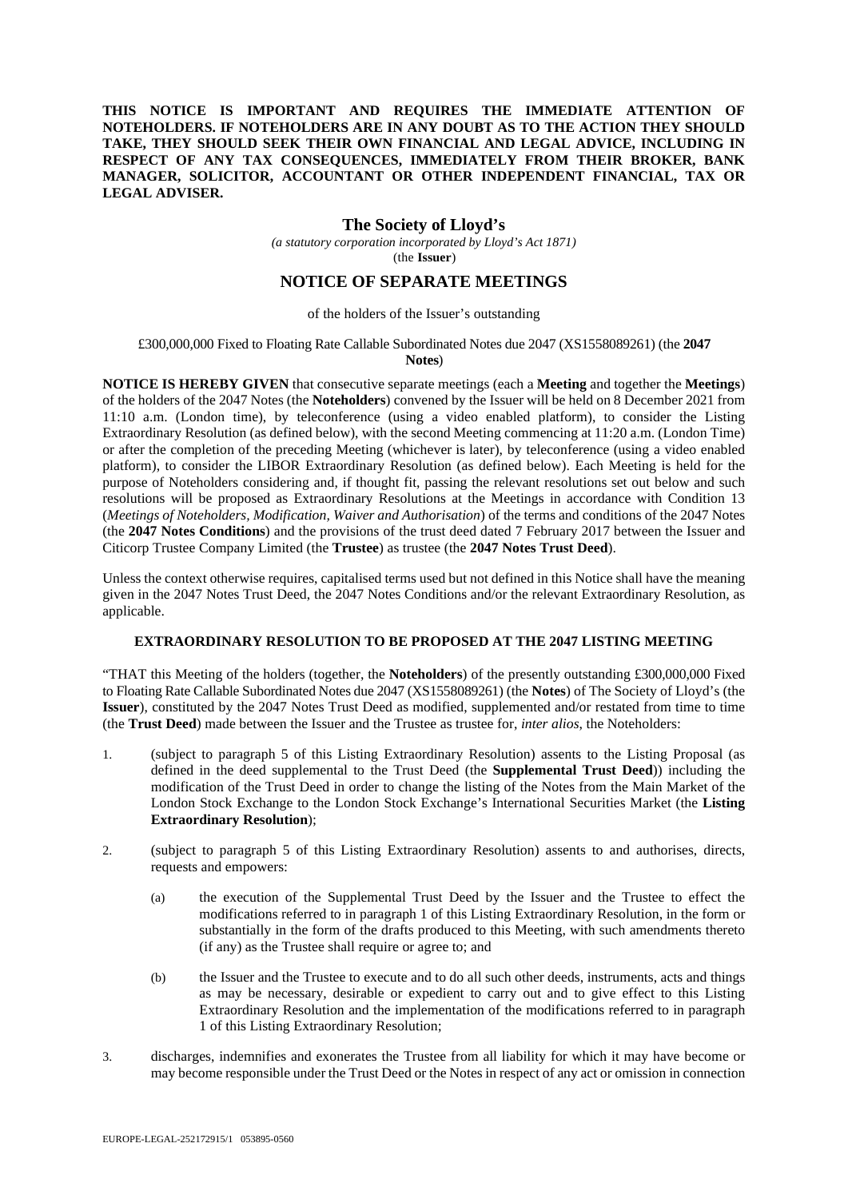**THIS NOTICE IS IMPORTANT AND REQUIRES THE IMMEDIATE ATTENTION OF NOTEHOLDERS. IF NOTEHOLDERS ARE IN ANY DOUBT AS TO THE ACTION THEY SHOULD TAKE, THEY SHOULD SEEK THEIR OWN FINANCIAL AND LEGAL ADVICE, INCLUDING IN RESPECT OF ANY TAX CONSEQUENCES, IMMEDIATELY FROM THEIR BROKER, BANK MANAGER, SOLICITOR, ACCOUNTANT OR OTHER INDEPENDENT FINANCIAL, TAX OR LEGAL ADVISER.**

# The Society of Lloyd's

*(a statutory corporation incorporated by Lloyd's Act 1871)*
(the **Issuer**)

## NOTICE OF SEPARATE MEETINGS

of the holders of the Issuer's outstanding

£300,000,000 Fixed to Floating Rate Callable Subordinated Notes due 2047 (XS1558089261) (the **2047 Notes**)

**NOTICE IS HEREBY GIVEN** that consecutive separate meetings (each a **Meeting** and together the **Meetings**) of the holders of the 2047 Notes (the **Noteholders**) convened by the Issuer will be held on 8 December 2021 from 11:10 a.m. (London time), by teleconference (using a video enabled platform), to consider the Listing Extraordinary Resolution (as defined below), with the second Meeting commencing at 11:20 a.m. (London Time) or after the completion of the preceding Meeting (whichever is later), by teleconference (using a video enabled platform), to consider the LIBOR Extraordinary Resolution (as defined below). Each Meeting is held for the purpose of Noteholders considering and, if thought fit, passing the relevant resolutions set out below and such resolutions will be proposed as Extraordinary Resolutions at the Meetings in accordance with Condition 13 (*Meetings of Noteholders, Modification, Waiver and Authorisation*) of the terms and conditions of the 2047 Notes (the **2047 Notes Conditions**) and the provisions of the trust deed dated 7 February 2017 between the Issuer and Citicorp Trustee Company Limited (the **Trustee**) as trustee (the **2047 Notes Trust Deed**).

Unless the context otherwise requires, capitalised terms used but not defined in this Notice shall have the meaning given in the 2047 Notes Trust Deed, the 2047 Notes Conditions and/or the relevant Extraordinary Resolution, as applicable.

### EXTRAORDINARY RESOLUTION TO BE PROPOSED AT THE 2047 LISTING MEETING

"THAT this Meeting of the holders (together, the **Noteholders**) of the presently outstanding £300,000,000 Fixed to Floating Rate Callable Subordinated Notes due 2047 (XS1558089261) (the **Notes**) of The Society of Lloyd's (the **Issuer**), constituted by the 2047 Notes Trust Deed as modified, supplemented and/or restated from time to time (the **Trust Deed**) made between the Issuer and the Trustee as trustee for, *inter alios*, the Noteholders:

1. (subject to paragraph 5 of this Listing Extraordinary Resolution) assents to the Listing Proposal (as defined in the deed supplemental to the Trust Deed (the **Supplemental Trust Deed**)) including the modification of the Trust Deed in order to change the listing of the Notes from the Main Market of the London Stock Exchange to the London Stock Exchange's International Securities Market (the **Listing Extraordinary Resolution**);

2. (subject to paragraph 5 of this Listing Extraordinary Resolution) assents to and authorises, directs, requests and empowers:

   (a) the execution of the Supplemental Trust Deed by the Issuer and the Trustee to effect the modifications referred to in paragraph 1 of this Listing Extraordinary Resolution, in the form or substantially in the form of the drafts produced to this Meeting, with such amendments thereto (if any) as the Trustee shall require or agree to; and

   (b) the Issuer and the Trustee to execute and to do all such other deeds, instruments, acts and things as may be necessary, desirable or expedient to carry out and to give effect to this Listing Extraordinary Resolution and the implementation of the modifications referred to in paragraph 1 of this Listing Extraordinary Resolution;

3. discharges, indemnifies and exonerates the Trustee from all liability for which it may have become or may become responsible under the Trust Deed or the Notes in respect of any act or omission in connection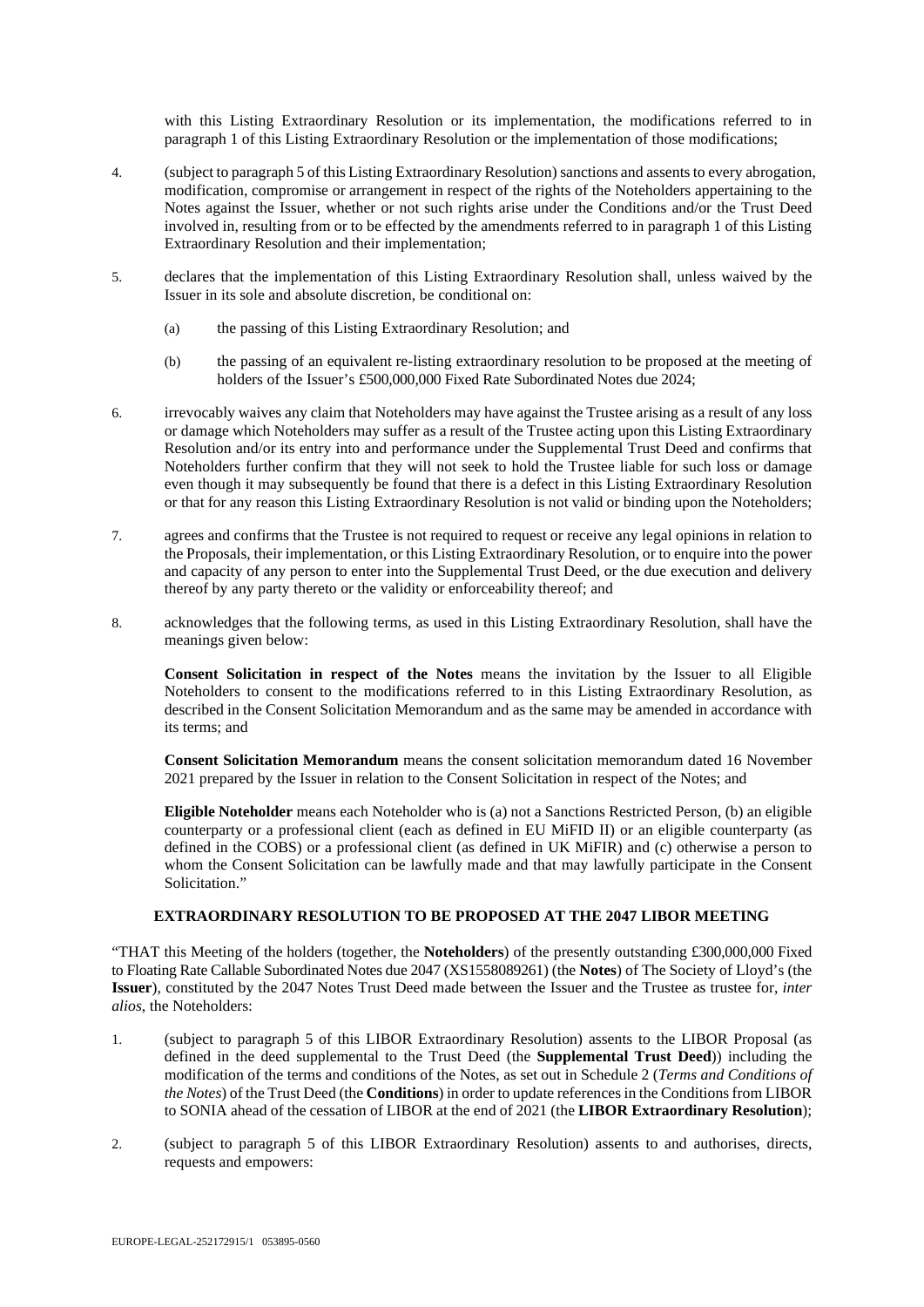with this Listing Extraordinary Resolution or its implementation, the modifications referred to in paragraph 1 of this Listing Extraordinary Resolution or the implementation of those modifications;

4. (subject to paragraph 5 of this Listing Extraordinary Resolution) sanctions and assents to every abrogation, modification, compromise or arrangement in respect of the rights of the Noteholders appertaining to the Notes against the Issuer, whether or not such rights arise under the Conditions and/or the Trust Deed involved in, resulting from or to be effected by the amendments referred to in paragraph 1 of this Listing Extraordinary Resolution and their implementation;

5. declares that the implementation of this Listing Extraordinary Resolution shall, unless waived by the Issuer in its sole and absolute discretion, be conditional on:

   (a) the passing of this Listing Extraordinary Resolution; and

   (b) the passing of an equivalent re-listing extraordinary resolution to be proposed at the meeting of holders of the Issuer's £500,000,000 Fixed Rate Subordinated Notes due 2024;

6. irrevocably waives any claim that Noteholders may have against the Trustee arising as a result of any loss or damage which Noteholders may suffer as a result of the Trustee acting upon this Listing Extraordinary Resolution and/or its entry into and performance under the Supplemental Trust Deed and confirms that Noteholders further confirm that they will not seek to hold the Trustee liable for such loss or damage even though it may subsequently be found that there is a defect in this Listing Extraordinary Resolution or that for any reason this Listing Extraordinary Resolution is not valid or binding upon the Noteholders;

7. agrees and confirms that the Trustee is not required to request or receive any legal opinions in relation to the Proposals, their implementation, or this Listing Extraordinary Resolution, or to enquire into the power and capacity of any person to enter into the Supplemental Trust Deed, or the due execution and delivery thereof by any party thereto or the validity or enforceability thereof; and

8. acknowledges that the following terms, as used in this Listing Extraordinary Resolution, shall have the meanings given below:

   **Consent Solicitation in respect of the Notes** means the invitation by the Issuer to all Eligible Noteholders to consent to the modifications referred to in this Listing Extraordinary Resolution, as described in the Consent Solicitation Memorandum and as the same may be amended in accordance with its terms; and

   **Consent Solicitation Memorandum** means the consent solicitation memorandum dated 16 November 2021 prepared by the Issuer in relation to the Consent Solicitation in respect of the Notes; and

   **Eligible Noteholder** means each Noteholder who is (a) not a Sanctions Restricted Person, (b) an eligible counterparty or a professional client (each as defined in EU MiFID II) or an eligible counterparty (as defined in the COBS) or a professional client (as defined in UK MiFIR) and (c) otherwise a person to whom the Consent Solicitation can be lawfully made and that may lawfully participate in the Consent Solicitation."

## EXTRAORDINARY RESOLUTION TO BE PROPOSED AT THE 2047 LIBOR MEETING

"THAT this Meeting of the holders (together, the **Noteholders**) of the presently outstanding £300,000,000 Fixed to Floating Rate Callable Subordinated Notes due 2047 (XS1558089261) (the **Notes**) of The Society of Lloyd's (the **Issuer**), constituted by the 2047 Notes Trust Deed made between the Issuer and the Trustee as trustee for, *inter alios*, the Noteholders:

1. (subject to paragraph 5 of this LIBOR Extraordinary Resolution) assents to the LIBOR Proposal (as defined in the deed supplemental to the Trust Deed (the **Supplemental Trust Deed**)) including the modification of the terms and conditions of the Notes, as set out in Schedule 2 (*Terms and Conditions of the Notes*) of the Trust Deed (the **Conditions**) in order to update references in the Conditions from LIBOR to SONIA ahead of the cessation of LIBOR at the end of 2021 (the **LIBOR Extraordinary Resolution**);

2. (subject to paragraph 5 of this LIBOR Extraordinary Resolution) assents to and authorises, directs, requests and empowers: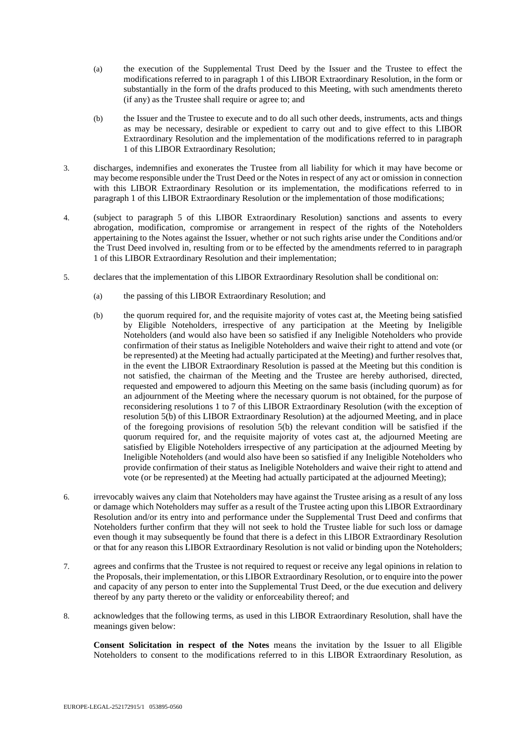(a) the execution of the Supplemental Trust Deed by the Issuer and the Trustee to effect the modifications referred to in paragraph 1 of this LIBOR Extraordinary Resolution, in the form or substantially in the form of the drafts produced to this Meeting, with such amendments thereto (if any) as the Trustee shall require or agree to; and

(b) the Issuer and the Trustee to execute and to do all such other deeds, instruments, acts and things as may be necessary, desirable or expedient to carry out and to give effect to this LIBOR Extraordinary Resolution and the implementation of the modifications referred to in paragraph 1 of this LIBOR Extraordinary Resolution;

3. discharges, indemnifies and exonerates the Trustee from all liability for which it may have become or may become responsible under the Trust Deed or the Notes in respect of any act or omission in connection with this LIBOR Extraordinary Resolution or its implementation, the modifications referred to in paragraph 1 of this LIBOR Extraordinary Resolution or the implementation of those modifications;

4. (subject to paragraph 5 of this LIBOR Extraordinary Resolution) sanctions and assents to every abrogation, modification, compromise or arrangement in respect of the rights of the Noteholders appertaining to the Notes against the Issuer, whether or not such rights arise under the Conditions and/or the Trust Deed involved in, resulting from or to be effected by the amendments referred to in paragraph 1 of this LIBOR Extraordinary Resolution and their implementation;

5. declares that the implementation of this LIBOR Extraordinary Resolution shall be conditional on:

   (a) the passing of this LIBOR Extraordinary Resolution; and

   (b) the quorum required for, and the requisite majority of votes cast at, the Meeting being satisfied by Eligible Noteholders, irrespective of any participation at the Meeting by Ineligible Noteholders (and would also have been so satisfied if any Ineligible Noteholders who provide confirmation of their status as Ineligible Noteholders and waive their right to attend and vote (or be represented) at the Meeting had actually participated at the Meeting) and further resolves that, in the event the LIBOR Extraordinary Resolution is passed at the Meeting but this condition is not satisfied, the chairman of the Meeting and the Trustee are hereby authorised, directed, requested and empowered to adjourn this Meeting on the same basis (including quorum) as for an adjournment of the Meeting where the necessary quorum is not obtained, for the purpose of reconsidering resolutions 1 to 7 of this LIBOR Extraordinary Resolution (with the exception of resolution 5(b) of this LIBOR Extraordinary Resolution) at the adjourned Meeting, and in place of the foregoing provisions of resolution 5(b) the relevant condition will be satisfied if the quorum required for, and the requisite majority of votes cast at, the adjourned Meeting are satisfied by Eligible Noteholders irrespective of any participation at the adjourned Meeting by Ineligible Noteholders (and would also have been so satisfied if any Ineligible Noteholders who provide confirmation of their status as Ineligible Noteholders and waive their right to attend and vote (or be represented) at the Meeting had actually participated at the adjourned Meeting);

6. irrevocably waives any claim that Noteholders may have against the Trustee arising as a result of any loss or damage which Noteholders may suffer as a result of the Trustee acting upon this LIBOR Extraordinary Resolution and/or its entry into and performance under the Supplemental Trust Deed and confirms that Noteholders further confirm that they will not seek to hold the Trustee liable for such loss or damage even though it may subsequently be found that there is a defect in this LIBOR Extraordinary Resolution or that for any reason this LIBOR Extraordinary Resolution is not valid or binding upon the Noteholders;

7. agrees and confirms that the Trustee is not required to request or receive any legal opinions in relation to the Proposals, their implementation, or this LIBOR Extraordinary Resolution, or to enquire into the power and capacity of any person to enter into the Supplemental Trust Deed, or the due execution and delivery thereof by any party thereto or the validity or enforceability thereof; and

8. acknowledges that the following terms, as used in this LIBOR Extraordinary Resolution, shall have the meanings given below:

   **Consent Solicitation in respect of the Notes** means the invitation by the Issuer to all Eligible Noteholders to consent to the modifications referred to in this LIBOR Extraordinary Resolution, as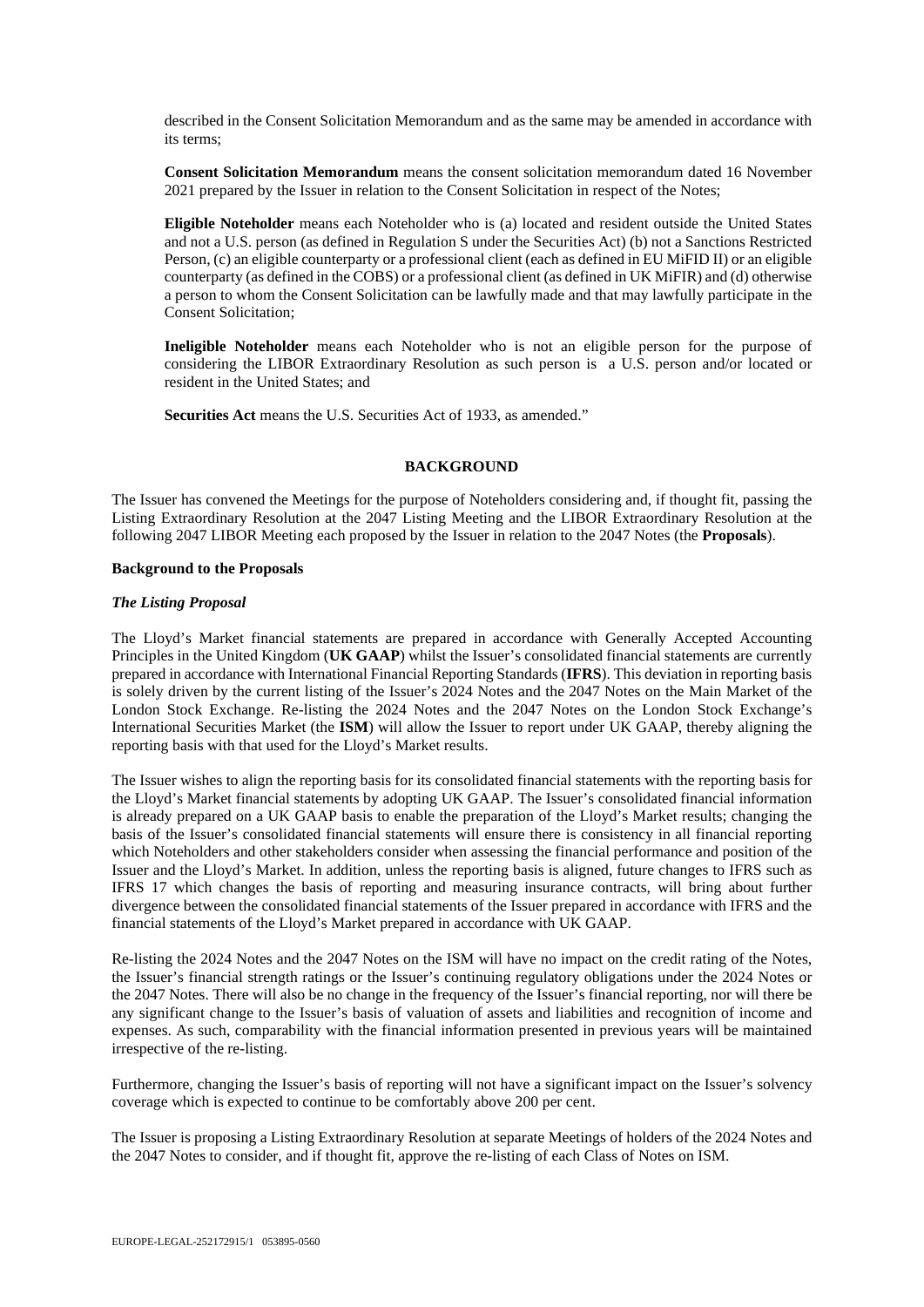described in the Consent Solicitation Memorandum and as the same may be amended in accordance with its terms;

**Consent Solicitation Memorandum** means the consent solicitation memorandum dated 16 November 2021 prepared by the Issuer in relation to the Consent Solicitation in respect of the Notes;

**Eligible Noteholder** means each Noteholder who is (a) located and resident outside the United States and not a U.S. person (as defined in Regulation S under the Securities Act) (b) not a Sanctions Restricted Person, (c) an eligible counterparty or a professional client (each as defined in EU MiFID II) or an eligible counterparty (as defined in the COBS) or a professional client (as defined in UK MiFIR) and (d) otherwise a person to whom the Consent Solicitation can be lawfully made and that may lawfully participate in the Consent Solicitation;

**Ineligible Noteholder** means each Noteholder who is not an eligible person for the purpose of considering the LIBOR Extraordinary Resolution as such person is a U.S. person and/or located or resident in the United States; and

**Securities Act** means the U.S. Securities Act of 1933, as amended."

## BACKGROUND

The Issuer has convened the Meetings for the purpose of Noteholders considering and, if thought fit, passing the Listing Extraordinary Resolution at the 2047 Listing Meeting and the LIBOR Extraordinary Resolution at the following 2047 LIBOR Meeting each proposed by the Issuer in relation to the 2047 Notes (the **Proposals**).

### Background to the Proposals

#### *The Listing Proposal*

The Lloyd's Market financial statements are prepared in accordance with Generally Accepted Accounting Principles in the United Kingdom (**UK GAAP**) whilst the Issuer's consolidated financial statements are currently prepared in accordance with International Financial Reporting Standards (**IFRS**). This deviation in reporting basis is solely driven by the current listing of the Issuer's 2024 Notes and the 2047 Notes on the Main Market of the London Stock Exchange. Re-listing the 2024 Notes and the 2047 Notes on the London Stock Exchange's International Securities Market (the **ISM**) will allow the Issuer to report under UK GAAP, thereby aligning the reporting basis with that used for the Lloyd's Market results.

The Issuer wishes to align the reporting basis for its consolidated financial statements with the reporting basis for the Lloyd's Market financial statements by adopting UK GAAP. The Issuer's consolidated financial information is already prepared on a UK GAAP basis to enable the preparation of the Lloyd's Market results; changing the basis of the Issuer's consolidated financial statements will ensure there is consistency in all financial reporting which Noteholders and other stakeholders consider when assessing the financial performance and position of the Issuer and the Lloyd's Market. In addition, unless the reporting basis is aligned, future changes to IFRS such as IFRS 17 which changes the basis of reporting and measuring insurance contracts, will bring about further divergence between the consolidated financial statements of the Issuer prepared in accordance with IFRS and the financial statements of the Lloyd's Market prepared in accordance with UK GAAP.

Re-listing the 2024 Notes and the 2047 Notes on the ISM will have no impact on the credit rating of the Notes, the Issuer's financial strength ratings or the Issuer's continuing regulatory obligations under the 2024 Notes or the 2047 Notes. There will also be no change in the frequency of the Issuer's financial reporting, nor will there be any significant change to the Issuer's basis of valuation of assets and liabilities and recognition of income and expenses. As such, comparability with the financial information presented in previous years will be maintained irrespective of the re-listing.

Furthermore, changing the Issuer's basis of reporting will not have a significant impact on the Issuer's solvency coverage which is expected to continue to be comfortably above 200 per cent.

The Issuer is proposing a Listing Extraordinary Resolution at separate Meetings of holders of the 2024 Notes and the 2047 Notes to consider, and if thought fit, approve the re-listing of each Class of Notes on ISM.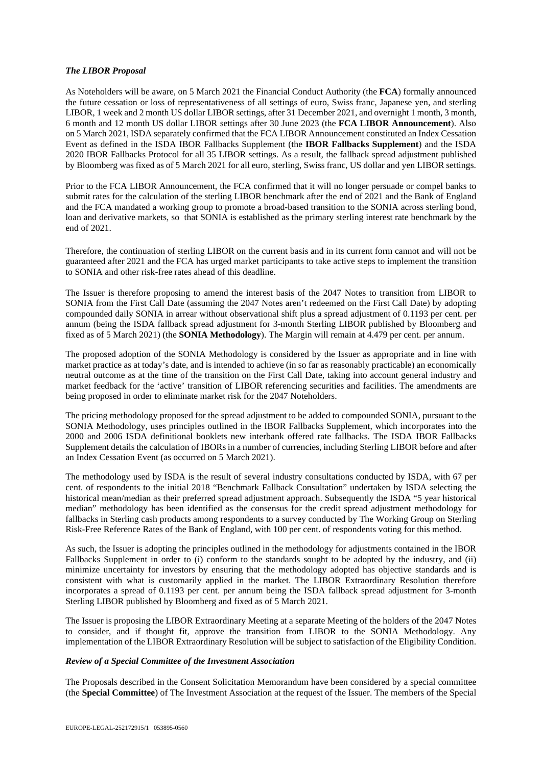### *The LIBOR Proposal*

As Noteholders will be aware, on 5 March 2021 the Financial Conduct Authority (the **FCA**) formally announced the future cessation or loss of representativeness of all settings of euro, Swiss franc, Japanese yen, and sterling LIBOR, 1 week and 2 month US dollar LIBOR settings, after 31 December 2021, and overnight 1 month, 3 month, 6 month and 12 month US dollar LIBOR settings after 30 June 2023 (the **FCA LIBOR Announcement**). Also on 5 March 2021, ISDA separately confirmed that the FCA LIBOR Announcement constituted an Index Cessation Event as defined in the ISDA IBOR Fallbacks Supplement (the **IBOR Fallbacks Supplement**) and the ISDA 2020 IBOR Fallbacks Protocol for all 35 LIBOR settings. As a result, the fallback spread adjustment published by Bloomberg was fixed as of 5 March 2021 for all euro, sterling, Swiss franc, US dollar and yen LIBOR settings.

Prior to the FCA LIBOR Announcement, the FCA confirmed that it will no longer persuade or compel banks to submit rates for the calculation of the sterling LIBOR benchmark after the end of 2021 and the Bank of England and the FCA mandated a working group to promote a broad-based transition to the SONIA across sterling bond, loan and derivative markets, so that SONIA is established as the primary sterling interest rate benchmark by the end of 2021.

Therefore, the continuation of sterling LIBOR on the current basis and in its current form cannot and will not be guaranteed after 2021 and the FCA has urged market participants to take active steps to implement the transition to SONIA and other risk-free rates ahead of this deadline.

The Issuer is therefore proposing to amend the interest basis of the 2047 Notes to transition from LIBOR to SONIA from the First Call Date (assuming the 2047 Notes aren't redeemed on the First Call Date) by adopting compounded daily SONIA in arrear without observational shift plus a spread adjustment of 0.1193 per cent. per annum (being the ISDA fallback spread adjustment for 3-month Sterling LIBOR published by Bloomberg and fixed as of 5 March 2021) (the **SONIA Methodology**). The Margin will remain at 4.479 per cent. per annum.

The proposed adoption of the SONIA Methodology is considered by the Issuer as appropriate and in line with market practice as at today's date, and is intended to achieve (in so far as reasonably practicable) an economically neutral outcome as at the time of the transition on the First Call Date, taking into account general industry and market feedback for the 'active' transition of LIBOR referencing securities and facilities. The amendments are being proposed in order to eliminate market risk for the 2047 Noteholders.

The pricing methodology proposed for the spread adjustment to be added to compounded SONIA, pursuant to the SONIA Methodology, uses principles outlined in the IBOR Fallbacks Supplement, which incorporates into the 2000 and 2006 ISDA definitional booklets new interbank offered rate fallbacks. The ISDA IBOR Fallbacks Supplement details the calculation of IBORs in a number of currencies, including Sterling LIBOR before and after an Index Cessation Event (as occurred on 5 March 2021).

The methodology used by ISDA is the result of several industry consultations conducted by ISDA, with 67 per cent. of respondents to the initial 2018 "Benchmark Fallback Consultation" undertaken by ISDA selecting the historical mean/median as their preferred spread adjustment approach. Subsequently the ISDA "5 year historical median" methodology has been identified as the consensus for the credit spread adjustment methodology for fallbacks in Sterling cash products among respondents to a survey conducted by The Working Group on Sterling Risk-Free Reference Rates of the Bank of England, with 100 per cent. of respondents voting for this method.

As such, the Issuer is adopting the principles outlined in the methodology for adjustments contained in the IBOR Fallbacks Supplement in order to (i) conform to the standards sought to be adopted by the industry, and (ii) minimize uncertainty for investors by ensuring that the methodology adopted has objective standards and is consistent with what is customarily applied in the market. The LIBOR Extraordinary Resolution therefore incorporates a spread of 0.1193 per cent. per annum being the ISDA fallback spread adjustment for 3-month Sterling LIBOR published by Bloomberg and fixed as of 5 March 2021.

The Issuer is proposing the LIBOR Extraordinary Meeting at a separate Meeting of the holders of the 2047 Notes to consider, and if thought fit, approve the transition from LIBOR to the SONIA Methodology. Any implementation of the LIBOR Extraordinary Resolution will be subject to satisfaction of the Eligibility Condition.

### *Review of a Special Committee of the Investment Association*

The Proposals described in the Consent Solicitation Memorandum have been considered by a special committee (the **Special Committee**) of The Investment Association at the request of the Issuer. The members of the Special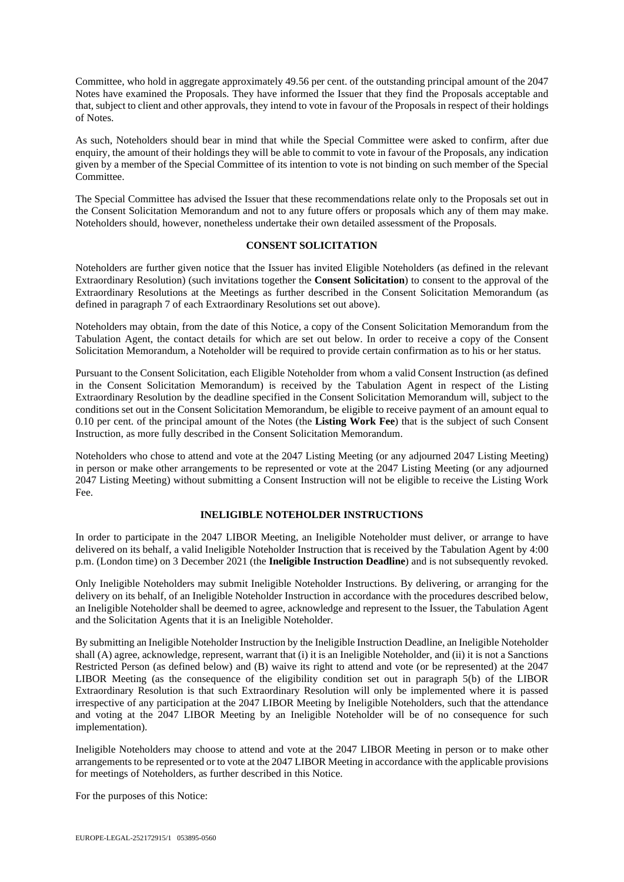Committee, who hold in aggregate approximately 49.56 per cent. of the outstanding principal amount of the 2047 Notes have examined the Proposals. They have informed the Issuer that they find the Proposals acceptable and that, subject to client and other approvals, they intend to vote in favour of the Proposals in respect of their holdings of Notes.

As such, Noteholders should bear in mind that while the Special Committee were asked to confirm, after due enquiry, the amount of their holdings they will be able to commit to vote in favour of the Proposals, any indication given by a member of the Special Committee of its intention to vote is not binding on such member of the Special Committee.

The Special Committee has advised the Issuer that these recommendations relate only to the Proposals set out in the Consent Solicitation Memorandum and not to any future offers or proposals which any of them may make. Noteholders should, however, nonetheless undertake their own detailed assessment of the Proposals.

## CONSENT SOLICITATION

Noteholders are further given notice that the Issuer has invited Eligible Noteholders (as defined in the relevant Extraordinary Resolution) (such invitations together the **Consent Solicitation**) to consent to the approval of the Extraordinary Resolutions at the Meetings as further described in the Consent Solicitation Memorandum (as defined in paragraph 7 of each Extraordinary Resolutions set out above).

Noteholders may obtain, from the date of this Notice, a copy of the Consent Solicitation Memorandum from the Tabulation Agent, the contact details for which are set out below. In order to receive a copy of the Consent Solicitation Memorandum, a Noteholder will be required to provide certain confirmation as to his or her status.

Pursuant to the Consent Solicitation, each Eligible Noteholder from whom a valid Consent Instruction (as defined in the Consent Solicitation Memorandum) is received by the Tabulation Agent in respect of the Listing Extraordinary Resolution by the deadline specified in the Consent Solicitation Memorandum will, subject to the conditions set out in the Consent Solicitation Memorandum, be eligible to receive payment of an amount equal to 0.10 per cent. of the principal amount of the Notes (the **Listing Work Fee**) that is the subject of such Consent Instruction, as more fully described in the Consent Solicitation Memorandum.

Noteholders who chose to attend and vote at the 2047 Listing Meeting (or any adjourned 2047 Listing Meeting) in person or make other arrangements to be represented or vote at the 2047 Listing Meeting (or any adjourned 2047 Listing Meeting) without submitting a Consent Instruction will not be eligible to receive the Listing Work Fee.

## INELIGIBLE NOTEHOLDER INSTRUCTIONS

In order to participate in the 2047 LIBOR Meeting, an Ineligible Noteholder must deliver, or arrange to have delivered on its behalf, a valid Ineligible Noteholder Instruction that is received by the Tabulation Agent by 4:00 p.m. (London time) on 3 December 2021 (the **Ineligible Instruction Deadline**) and is not subsequently revoked.

Only Ineligible Noteholders may submit Ineligible Noteholder Instructions. By delivering, or arranging for the delivery on its behalf, of an Ineligible Noteholder Instruction in accordance with the procedures described below, an Ineligible Noteholder shall be deemed to agree, acknowledge and represent to the Issuer, the Tabulation Agent and the Solicitation Agents that it is an Ineligible Noteholder.

By submitting an Ineligible Noteholder Instruction by the Ineligible Instruction Deadline, an Ineligible Noteholder shall (A) agree, acknowledge, represent, warrant that (i) it is an Ineligible Noteholder, and (ii) it is not a Sanctions Restricted Person (as defined below) and (B) waive its right to attend and vote (or be represented) at the 2047 LIBOR Meeting (as the consequence of the eligibility condition set out in paragraph 5(b) of the LIBOR Extraordinary Resolution is that such Extraordinary Resolution will only be implemented where it is passed irrespective of any participation at the 2047 LIBOR Meeting by Ineligible Noteholders, such that the attendance and voting at the 2047 LIBOR Meeting by an Ineligible Noteholder will be of no consequence for such implementation).

Ineligible Noteholders may choose to attend and vote at the 2047 LIBOR Meeting in person or to make other arrangements to be represented or to vote at the 2047 LIBOR Meeting in accordance with the applicable provisions for meetings of Noteholders, as further described in this Notice.

For the purposes of this Notice: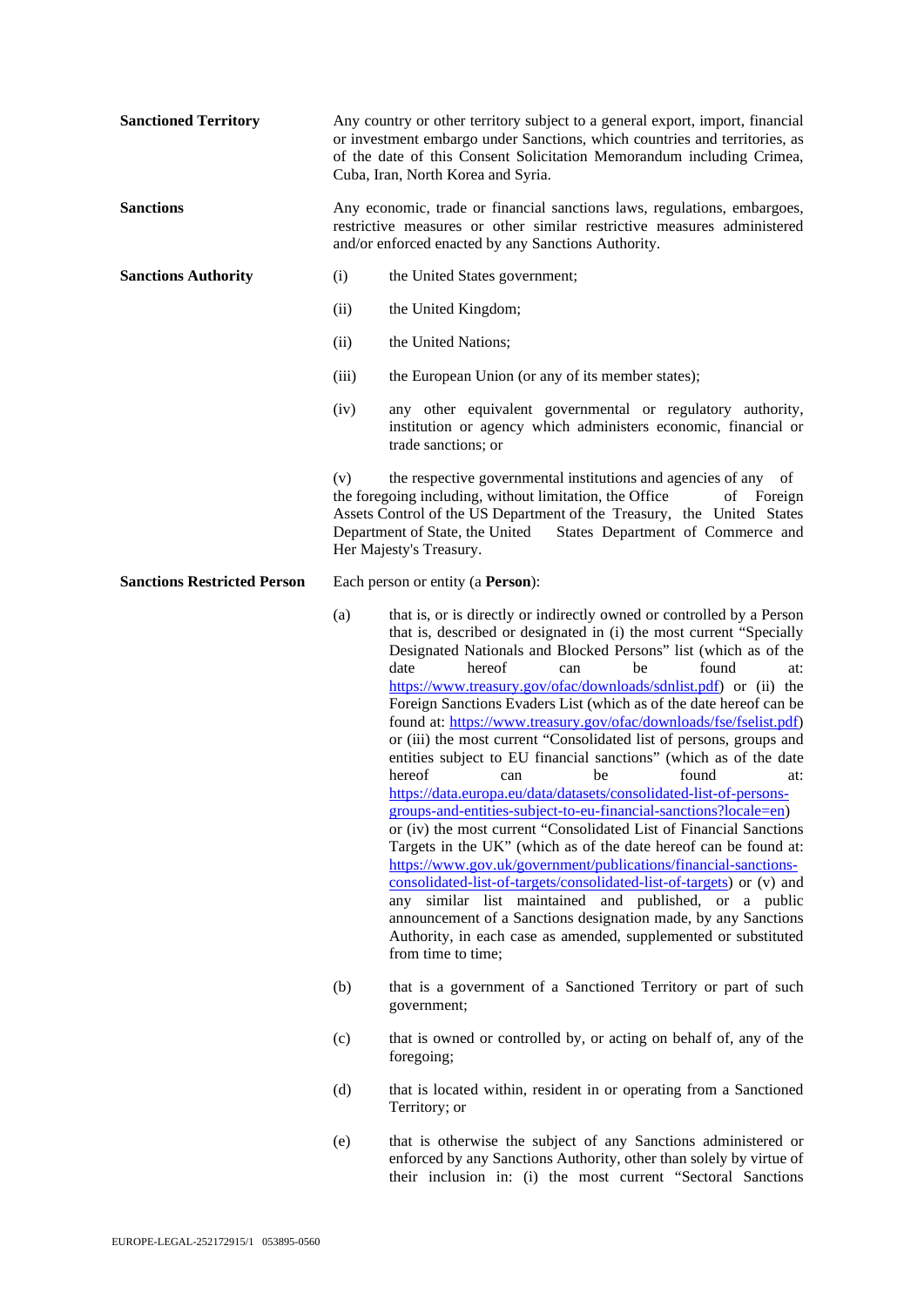**Sanctioned Territory**

Any country or other territory subject to a general export, import, financial or investment embargo under Sanctions, which countries and territories, as of the date of this Consent Solicitation Memorandum including Crimea, Cuba, Iran, North Korea and Syria.

**Sanctions**

Any economic, trade or financial sanctions laws, regulations, embargoes, restrictive measures or other similar restrictive measures administered and/or enforced enacted by any Sanctions Authority.

**Sanctions Authority**

(i) the United States government;

(ii) the United Kingdom;

(ii) the United Nations;

(iii) the European Union (or any of its member states);

(iv) any other equivalent governmental or regulatory authority, institution or agency which administers economic, financial or trade sanctions; or

(v) the respective governmental institutions and agencies of any of the foregoing including, without limitation, the Office of Foreign Assets Control of the US Department of the Treasury, the United States Department of State, the United States Department of Commerce and Her Majesty's Treasury.

**Sanctions Restricted Person**

Each person or entity (a **Person**):

(a) that is, or is directly or indirectly owned or controlled by a Person that is, described or designated in (i) the most current "Specially Designated Nationals and Blocked Persons" list (which as of the date hereof can be found at: https://www.treasury.gov/ofac/downloads/sdnlist.pdf) or (ii) the Foreign Sanctions Evaders List (which as of the date hereof can be found at: https://www.treasury.gov/ofac/downloads/fse/fselist.pdf) or (iii) the most current "Consolidated list of persons, groups and entities subject to EU financial sanctions" (which as of the date hereof can be found at: https://data.europa.eu/data/datasets/consolidated-list-of-persons-groups-and-entities-subject-to-eu-financial-sanctions?locale=en) or (iv) the most current "Consolidated List of Financial Sanctions Targets in the UK" (which as of the date hereof can be found at: https://www.gov.uk/government/publications/financial-sanctions-consolidated-list-of-targets/consolidated-list-of-targets) or (v) and any similar list maintained and published, or a public announcement of a Sanctions designation made, by any Sanctions Authority, in each case as amended, supplemented or substituted from time to time;

(b) that is a government of a Sanctioned Territory or part of such government;

(c) that is owned or controlled by, or acting on behalf of, any of the foregoing;

(d) that is located within, resident in or operating from a Sanctioned Territory; or

(e) that is otherwise the subject of any Sanctions administered or enforced by any Sanctions Authority, other than solely by virtue of their inclusion in: (i) the most current "Sectoral Sanctions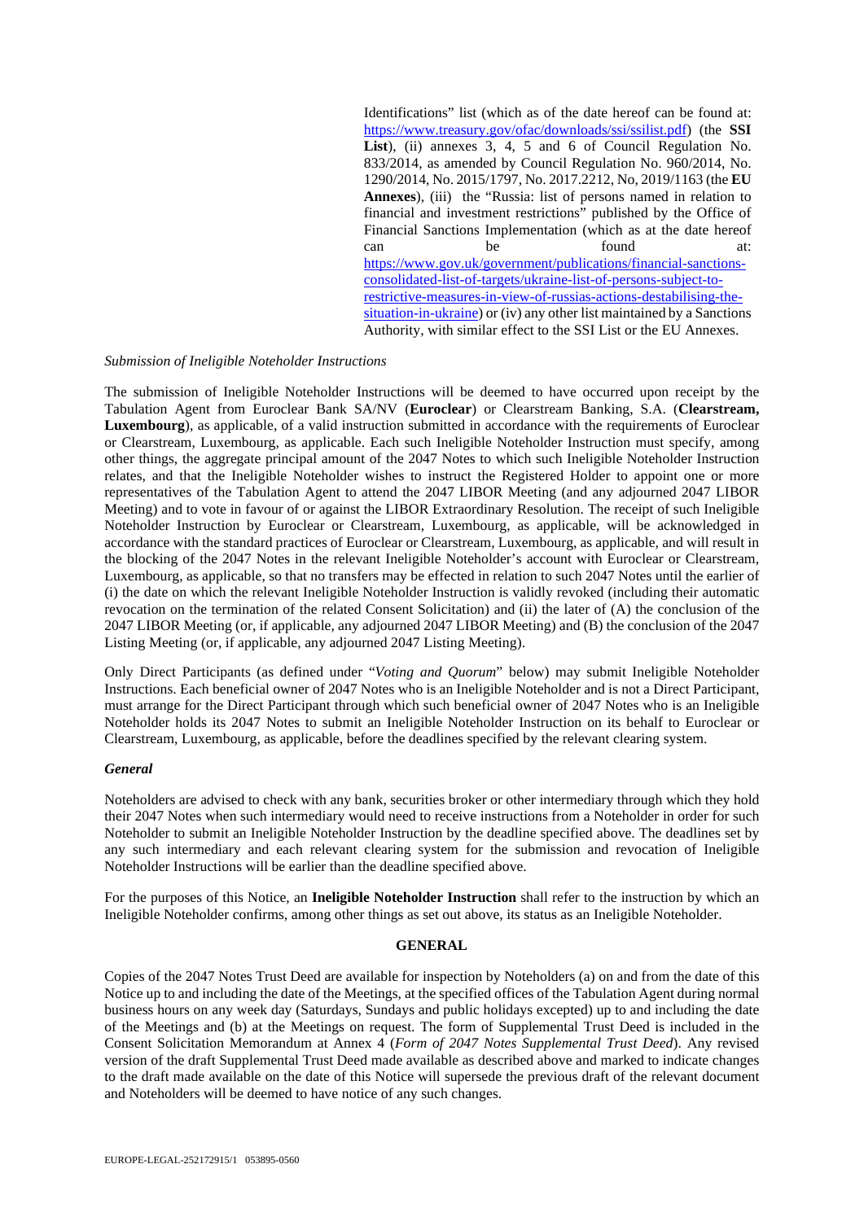Identifications" list (which as of the date hereof can be found at: https://www.treasury.gov/ofac/downloads/ssi/ssilist.pdf) (the **SSI List**), (ii) annexes 3, 4, 5 and 6 of Council Regulation No. 833/2014, as amended by Council Regulation No. 960/2014, No. 1290/2014, No. 2015/1797, No. 2017.2212, No, 2019/1163 (the **EU Annexes**), (iii) the "Russia: list of persons named in relation to financial and investment restrictions" published by the Office of Financial Sanctions Implementation (which as at the date hereof can be found at: https://www.gov.uk/government/publications/financial-sanctions-consolidated-list-of-targets/ukraine-list-of-persons-subject-to-restrictive-measures-in-view-of-russias-actions-destabilising-the-situation-in-ukraine) or (iv) any other list maintained by a Sanctions Authority, with similar effect to the SSI List or the EU Annexes.

*Submission of Ineligible Noteholder Instructions*

The submission of Ineligible Noteholder Instructions will be deemed to have occurred upon receipt by the Tabulation Agent from Euroclear Bank SA/NV (**Euroclear**) or Clearstream Banking, S.A. (**Clearstream, Luxembourg**), as applicable, of a valid instruction submitted in accordance with the requirements of Euroclear or Clearstream, Luxembourg, as applicable. Each such Ineligible Noteholder Instruction must specify, among other things, the aggregate principal amount of the 2047 Notes to which such Ineligible Noteholder Instruction relates, and that the Ineligible Noteholder wishes to instruct the Registered Holder to appoint one or more representatives of the Tabulation Agent to attend the 2047 LIBOR Meeting (and any adjourned 2047 LIBOR Meeting) and to vote in favour of or against the LIBOR Extraordinary Resolution. The receipt of such Ineligible Noteholder Instruction by Euroclear or Clearstream, Luxembourg, as applicable, will be acknowledged in accordance with the standard practices of Euroclear or Clearstream, Luxembourg, as applicable, and will result in the blocking of the 2047 Notes in the relevant Ineligible Noteholder's account with Euroclear or Clearstream, Luxembourg, as applicable, so that no transfers may be effected in relation to such 2047 Notes until the earlier of (i) the date on which the relevant Ineligible Noteholder Instruction is validly revoked (including their automatic revocation on the termination of the related Consent Solicitation) and (ii) the later of (A) the conclusion of the 2047 LIBOR Meeting (or, if applicable, any adjourned 2047 LIBOR Meeting) and (B) the conclusion of the 2047 Listing Meeting (or, if applicable, any adjourned 2047 Listing Meeting).

Only Direct Participants (as defined under "*Voting and Quorum*" below) may submit Ineligible Noteholder Instructions. Each beneficial owner of 2047 Notes who is an Ineligible Noteholder and is not a Direct Participant, must arrange for the Direct Participant through which such beneficial owner of 2047 Notes who is an Ineligible Noteholder holds its 2047 Notes to submit an Ineligible Noteholder Instruction on its behalf to Euroclear or Clearstream, Luxembourg, as applicable, before the deadlines specified by the relevant clearing system.

***General***

Noteholders are advised to check with any bank, securities broker or other intermediary through which they hold their 2047 Notes when such intermediary would need to receive instructions from a Noteholder in order for such Noteholder to submit an Ineligible Noteholder Instruction by the deadline specified above. The deadlines set by any such intermediary and each relevant clearing system for the submission and revocation of Ineligible Noteholder Instructions will be earlier than the deadline specified above.

For the purposes of this Notice, an **Ineligible Noteholder Instruction** shall refer to the instruction by which an Ineligible Noteholder confirms, among other things as set out above, its status as an Ineligible Noteholder.

**GENERAL**

Copies of the 2047 Notes Trust Deed are available for inspection by Noteholders (a) on and from the date of this Notice up to and including the date of the Meetings, at the specified offices of the Tabulation Agent during normal business hours on any week day (Saturdays, Sundays and public holidays excepted) up to and including the date of the Meetings and (b) at the Meetings on request. The form of Supplemental Trust Deed is included in the Consent Solicitation Memorandum at Annex 4 (*Form of 2047 Notes Supplemental Trust Deed*). Any revised version of the draft Supplemental Trust Deed made available as described above and marked to indicate changes to the draft made available on the date of this Notice will supersede the previous draft of the relevant document and Noteholders will be deemed to have notice of any such changes.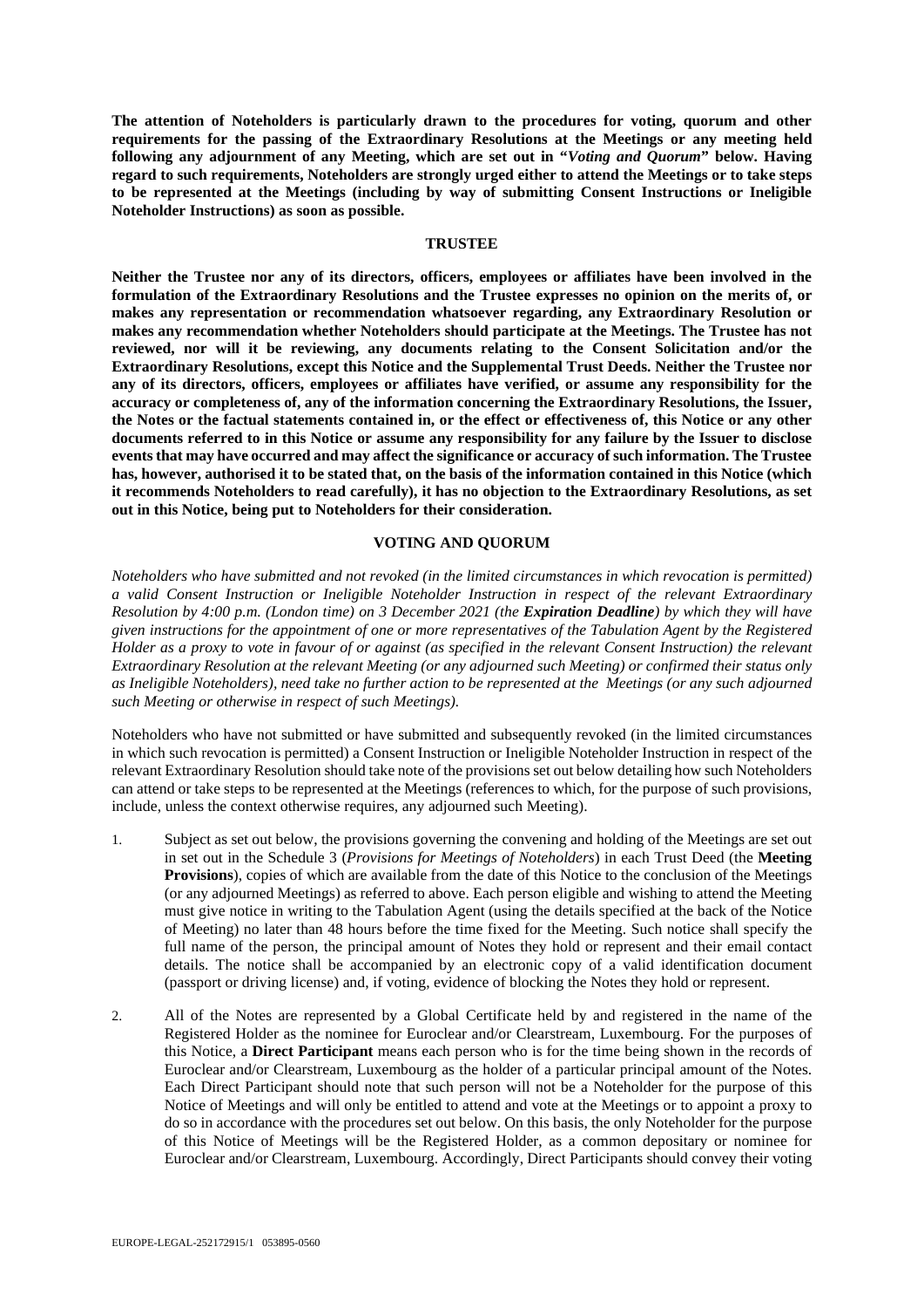**The attention of Noteholders is particularly drawn to the procedures for voting, quorum and other requirements for the passing of the Extraordinary Resolutions at the Meetings or any meeting held following any adjournment of any Meeting, which are set out in "*Voting and Quorum*" below. Having regard to such requirements, Noteholders are strongly urged either to attend the Meetings or to take steps to be represented at the Meetings (including by way of submitting Consent Instructions or Ineligible Noteholder Instructions) as soon as possible.**

## TRUSTEE

**Neither the Trustee nor any of its directors, officers, employees or affiliates have been involved in the formulation of the Extraordinary Resolutions and the Trustee expresses no opinion on the merits of, or makes any representation or recommendation whatsoever regarding, any Extraordinary Resolution or makes any recommendation whether Noteholders should participate at the Meetings. The Trustee has not reviewed, nor will it be reviewing, any documents relating to the Consent Solicitation and/or the Extraordinary Resolutions, except this Notice and the Supplemental Trust Deeds. Neither the Trustee nor any of its directors, officers, employees or affiliates have verified, or assume any responsibility for the accuracy or completeness of, any of the information concerning the Extraordinary Resolutions, the Issuer, the Notes or the factual statements contained in, or the effect or effectiveness of, this Notice or any other documents referred to in this Notice or assume any responsibility for any failure by the Issuer to disclose events that may have occurred and may affect the significance or accuracy of such information. The Trustee has, however, authorised it to be stated that, on the basis of the information contained in this Notice (which it recommends Noteholders to read carefully), it has no objection to the Extraordinary Resolutions, as set out in this Notice, being put to Noteholders for their consideration.**

## VOTING AND QUORUM

*Noteholders who have submitted and not revoked (in the limited circumstances in which revocation is permitted) a valid Consent Instruction or Ineligible Noteholder Instruction in respect of the relevant Extraordinary Resolution by 4:00 p.m. (London time) on 3 December 2021 (the* ***Expiration Deadline****) by which they will have given instructions for the appointment of one or more representatives of the Tabulation Agent by the Registered Holder as a proxy to vote in favour of or against (as specified in the relevant Consent Instruction) the relevant Extraordinary Resolution at the relevant Meeting (or any adjourned such Meeting) or confirmed their status only as Ineligible Noteholders), need take no further action to be represented at the Meetings (or any such adjourned such Meeting or otherwise in respect of such Meetings).*

Noteholders who have not submitted or have submitted and subsequently revoked (in the limited circumstances in which such revocation is permitted) a Consent Instruction or Ineligible Noteholder Instruction in respect of the relevant Extraordinary Resolution should take note of the provisions set out below detailing how such Noteholders can attend or take steps to be represented at the Meetings (references to which, for the purpose of such provisions, include, unless the context otherwise requires, any adjourned such Meeting).

1. Subject as set out below, the provisions governing the convening and holding of the Meetings are set out in set out in the Schedule 3 (*Provisions for Meetings of Noteholders*) in each Trust Deed (the **Meeting Provisions**), copies of which are available from the date of this Notice to the conclusion of the Meetings (or any adjourned Meetings) as referred to above. Each person eligible and wishing to attend the Meeting must give notice in writing to the Tabulation Agent (using the details specified at the back of the Notice of Meeting) no later than 48 hours before the time fixed for the Meeting. Such notice shall specify the full name of the person, the principal amount of Notes they hold or represent and their email contact details. The notice shall be accompanied by an electronic copy of a valid identification document (passport or driving license) and, if voting, evidence of blocking the Notes they hold or represent.

2. All of the Notes are represented by a Global Certificate held by and registered in the name of the Registered Holder as the nominee for Euroclear and/or Clearstream, Luxembourg. For the purposes of this Notice, a **Direct Participant** means each person who is for the time being shown in the records of Euroclear and/or Clearstream, Luxembourg as the holder of a particular principal amount of the Notes. Each Direct Participant should note that such person will not be a Noteholder for the purpose of this Notice of Meetings and will only be entitled to attend and vote at the Meetings or to appoint a proxy to do so in accordance with the procedures set out below. On this basis, the only Noteholder for the purpose of this Notice of Meetings will be the Registered Holder, as a common depositary or nominee for Euroclear and/or Clearstream, Luxembourg. Accordingly, Direct Participants should convey their voting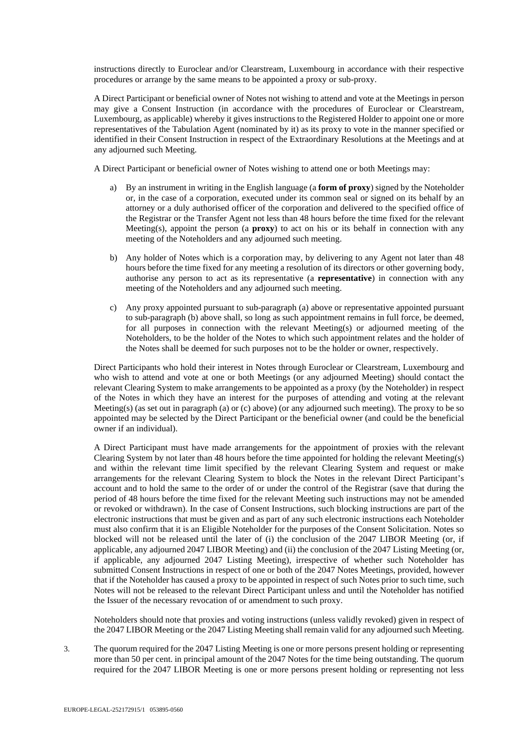instructions directly to Euroclear and/or Clearstream, Luxembourg in accordance with their respective procedures or arrange by the same means to be appointed a proxy or sub-proxy.

A Direct Participant or beneficial owner of Notes not wishing to attend and vote at the Meetings in person may give a Consent Instruction (in accordance with the procedures of Euroclear or Clearstream, Luxembourg, as applicable) whereby it gives instructions to the Registered Holder to appoint one or more representatives of the Tabulation Agent (nominated by it) as its proxy to vote in the manner specified or identified in their Consent Instruction in respect of the Extraordinary Resolutions at the Meetings and at any adjourned such Meeting.

A Direct Participant or beneficial owner of Notes wishing to attend one or both Meetings may:

a) By an instrument in writing in the English language (a **form of proxy**) signed by the Noteholder or, in the case of a corporation, executed under its common seal or signed on its behalf by an attorney or a duly authorised officer of the corporation and delivered to the specified office of the Registrar or the Transfer Agent not less than 48 hours before the time fixed for the relevant Meeting(s), appoint the person (a **proxy**) to act on his or its behalf in connection with any meeting of the Noteholders and any adjourned such meeting.

b) Any holder of Notes which is a corporation may, by delivering to any Agent not later than 48 hours before the time fixed for any meeting a resolution of its directors or other governing body, authorise any person to act as its representative (a **representative**) in connection with any meeting of the Noteholders and any adjourned such meeting.

c) Any proxy appointed pursuant to sub-paragraph (a) above or representative appointed pursuant to sub-paragraph (b) above shall, so long as such appointment remains in full force, be deemed, for all purposes in connection with the relevant Meeting(s) or adjourned meeting of the Noteholders, to be the holder of the Notes to which such appointment relates and the holder of the Notes shall be deemed for such purposes not to be the holder or owner, respectively.

Direct Participants who hold their interest in Notes through Euroclear or Clearstream, Luxembourg and who wish to attend and vote at one or both Meetings (or any adjourned Meeting) should contact the relevant Clearing System to make arrangements to be appointed as a proxy (by the Noteholder) in respect of the Notes in which they have an interest for the purposes of attending and voting at the relevant Meeting(s) (as set out in paragraph (a) or (c) above) (or any adjourned such meeting). The proxy to be so appointed may be selected by the Direct Participant or the beneficial owner (and could be the beneficial owner if an individual).

A Direct Participant must have made arrangements for the appointment of proxies with the relevant Clearing System by not later than 48 hours before the time appointed for holding the relevant Meeting(s) and within the relevant time limit specified by the relevant Clearing System and request or make arrangements for the relevant Clearing System to block the Notes in the relevant Direct Participant's account and to hold the same to the order of or under the control of the Registrar (save that during the period of 48 hours before the time fixed for the relevant Meeting such instructions may not be amended or revoked or withdrawn). In the case of Consent Instructions, such blocking instructions are part of the electronic instructions that must be given and as part of any such electronic instructions each Noteholder must also confirm that it is an Eligible Noteholder for the purposes of the Consent Solicitation. Notes so blocked will not be released until the later of (i) the conclusion of the 2047 LIBOR Meeting (or, if applicable, any adjourned 2047 LIBOR Meeting) and (ii) the conclusion of the 2047 Listing Meeting (or, if applicable, any adjourned 2047 Listing Meeting), irrespective of whether such Noteholder has submitted Consent Instructions in respect of one or both of the 2047 Notes Meetings, provided, however that if the Noteholder has caused a proxy to be appointed in respect of such Notes prior to such time, such Notes will not be released to the relevant Direct Participant unless and until the Noteholder has notified the Issuer of the necessary revocation of or amendment to such proxy.

Noteholders should note that proxies and voting instructions (unless validly revoked) given in respect of the 2047 LIBOR Meeting or the 2047 Listing Meeting shall remain valid for any adjourned such Meeting.

3. The quorum required for the 2047 Listing Meeting is one or more persons present holding or representing more than 50 per cent. in principal amount of the 2047 Notes for the time being outstanding. The quorum required for the 2047 LIBOR Meeting is one or more persons present holding or representing not less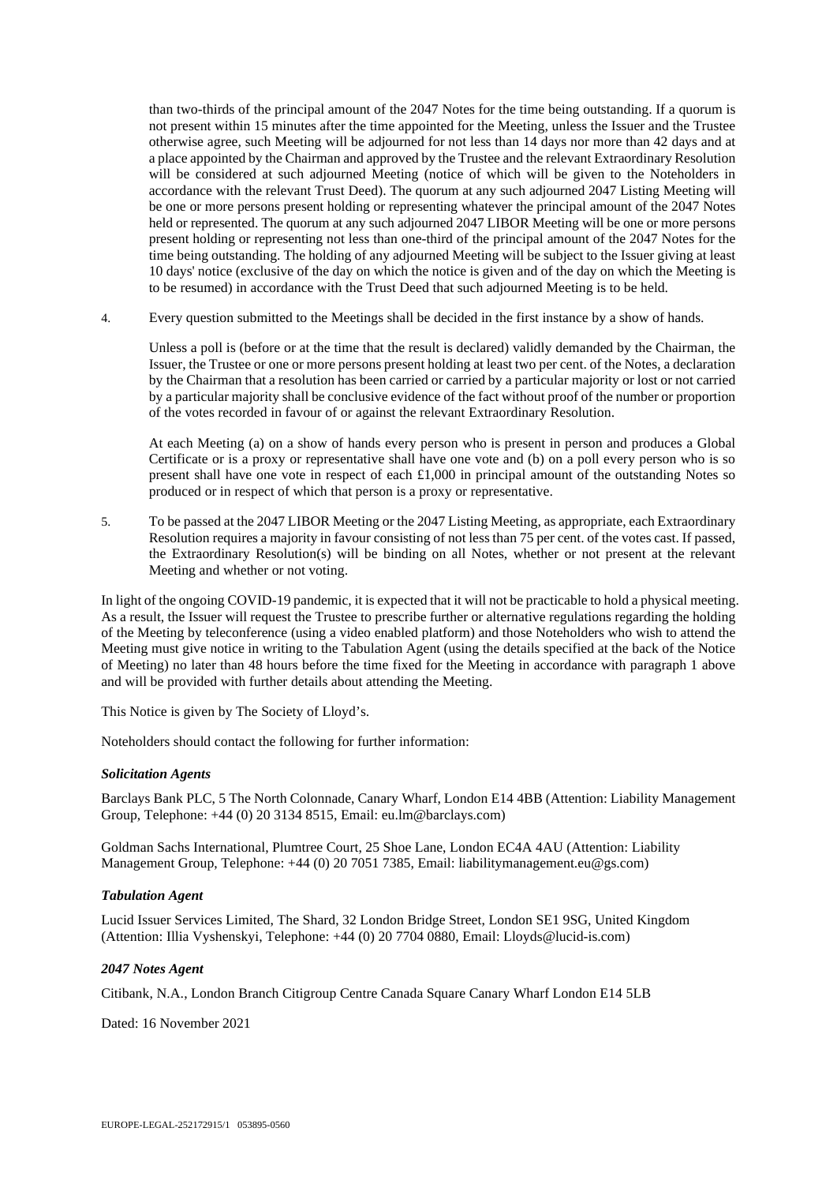than two-thirds of the principal amount of the 2047 Notes for the time being outstanding. If a quorum is not present within 15 minutes after the time appointed for the Meeting, unless the Issuer and the Trustee otherwise agree, such Meeting will be adjourned for not less than 14 days nor more than 42 days and at a place appointed by the Chairman and approved by the Trustee and the relevant Extraordinary Resolution will be considered at such adjourned Meeting (notice of which will be given to the Noteholders in accordance with the relevant Trust Deed). The quorum at any such adjourned 2047 Listing Meeting will be one or more persons present holding or representing whatever the principal amount of the 2047 Notes held or represented. The quorum at any such adjourned 2047 LIBOR Meeting will be one or more persons present holding or representing not less than one-third of the principal amount of the 2047 Notes for the time being outstanding. The holding of any adjourned Meeting will be subject to the Issuer giving at least 10 days' notice (exclusive of the day on which the notice is given and of the day on which the Meeting is to be resumed) in accordance with the Trust Deed that such adjourned Meeting is to be held.

4. Every question submitted to the Meetings shall be decided in the first instance by a show of hands.

   Unless a poll is (before or at the time that the result is declared) validly demanded by the Chairman, the Issuer, the Trustee or one or more persons present holding at least two per cent. of the Notes, a declaration by the Chairman that a resolution has been carried or carried by a particular majority or lost or not carried by a particular majority shall be conclusive evidence of the fact without proof of the number or proportion of the votes recorded in favour of or against the relevant Extraordinary Resolution.

   At each Meeting (a) on a show of hands every person who is present in person and produces a Global Certificate or is a proxy or representative shall have one vote and (b) on a poll every person who is so present shall have one vote in respect of each £1,000 in principal amount of the outstanding Notes so produced or in respect of which that person is a proxy or representative.

5. To be passed at the 2047 LIBOR Meeting or the 2047 Listing Meeting, as appropriate, each Extraordinary Resolution requires a majority in favour consisting of not less than 75 per cent. of the votes cast. If passed, the Extraordinary Resolution(s) will be binding on all Notes, whether or not present at the relevant Meeting and whether or not voting.

In light of the ongoing COVID-19 pandemic, it is expected that it will not be practicable to hold a physical meeting. As a result, the Issuer will request the Trustee to prescribe further or alternative regulations regarding the holding of the Meeting by teleconference (using a video enabled platform) and those Noteholders who wish to attend the Meeting must give notice in writing to the Tabulation Agent (using the details specified at the back of the Notice of Meeting) no later than 48 hours before the time fixed for the Meeting in accordance with paragraph 1 above and will be provided with further details about attending the Meeting.

This Notice is given by The Society of Lloyd's.

Noteholders should contact the following for further information:

***Solicitation Agents***

Barclays Bank PLC, 5 The North Colonnade, Canary Wharf, London E14 4BB (Attention: Liability Management Group, Telephone: +44 (0) 20 3134 8515, Email: eu.lm@barclays.com)

Goldman Sachs International, Plumtree Court, 25 Shoe Lane, London EC4A 4AU (Attention: Liability Management Group, Telephone: +44 (0) 20 7051 7385, Email: liabilitymanagement.eu@gs.com)

***Tabulation Agent***

Lucid Issuer Services Limited, The Shard, 32 London Bridge Street, London SE1 9SG, United Kingdom (Attention: Illia Vyshenskyi, Telephone: +44 (0) 20 7704 0880, Email: Lloyds@lucid-is.com)

***2047 Notes Agent***

Citibank, N.A., London Branch Citigroup Centre Canada Square Canary Wharf London E14 5LB

Dated: 16 November 2021